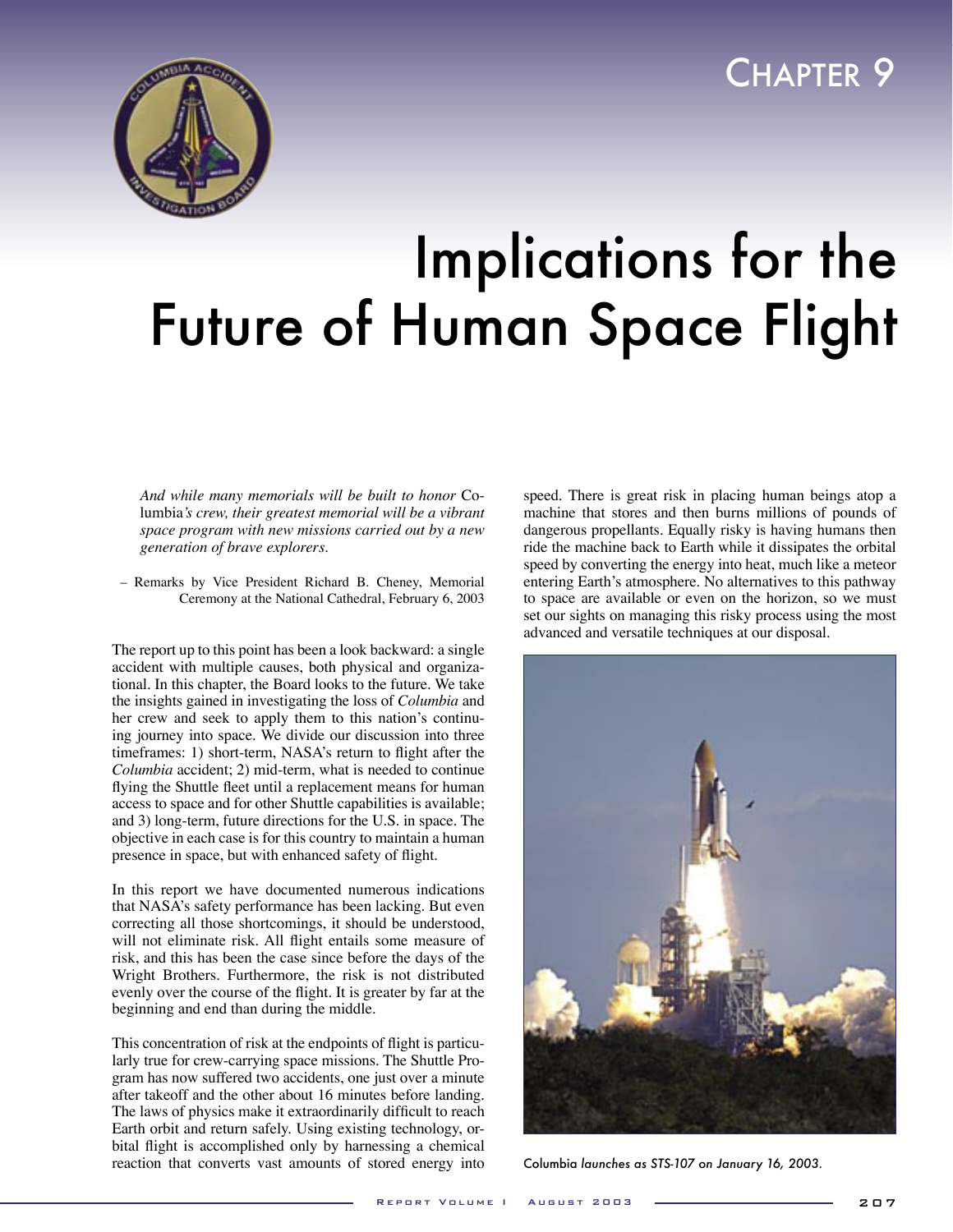# Chapter 9

# Implications for the Future of Human Space Flight

*And while many memorials will be built to honor* Columbia*'s crew, their greatest memorial will be a vibrant space program with new missions carried out by a new generation of brave explorers.*

– Remarks by Vice President Richard B. Cheney, Memorial Ceremony at the National Cathedral, February 6, 2003

The report up to this point has been a look backward: a single accident with multiple causes, both physical and organizational. In this chapter, the Board looks to the future. We take the insights gained in investigating the loss of *Columbia* and her crew and seek to apply them to this nation's continuing journey into space. We divide our discussion into three timeframes: 1) short-term, NASA's return to flight after the *Columbia* accident; 2) mid-term, what is needed to continue flying the Shuttle fleet until a replacement means for human access to space and for other Shuttle capabilities is available; and 3) long-term, future directions for the U.S. in space. The objective in each case is for this country to maintain a human presence in space, but with enhanced safety of flight.

In this report we have documented numerous indications that NASA's safety performance has been lacking. But even correcting all those shortcomings, it should be understood, will not eliminate risk. All flight entails some measure of risk, and this has been the case since before the days of the Wright Brothers. Furthermore, the risk is not distributed evenly over the course of the flight. It is greater by far at the beginning and end than during the middle.

This concentration of risk at the endpoints of flight is particularly true for crew-carrying space missions. The Shuttle Program has now suffered two accidents, one just over a minute after takeoff and the other about 16 minutes before landing. The laws of physics make it extraordinarily difficult to reach Earth orbit and return safely. Using existing technology, orbital flight is accomplished only by harnessing a chemical reaction that converts vast amounts of stored energy into speed. There is great risk in placing human beings atop a machine that stores and then burns millions of pounds of dangerous propellants. Equally risky is having humans then ride the machine back to Earth while it dissipates the orbital speed by converting the energy into heat, much like a meteor entering Earth's atmosphere. No alternatives to this pathway to space are available or even on the horizon, so we must set our sights on managing this risky process using the most advanced and versatile techniques at our disposal.

*Columbia launches as STS-107 on January 16, 2003.*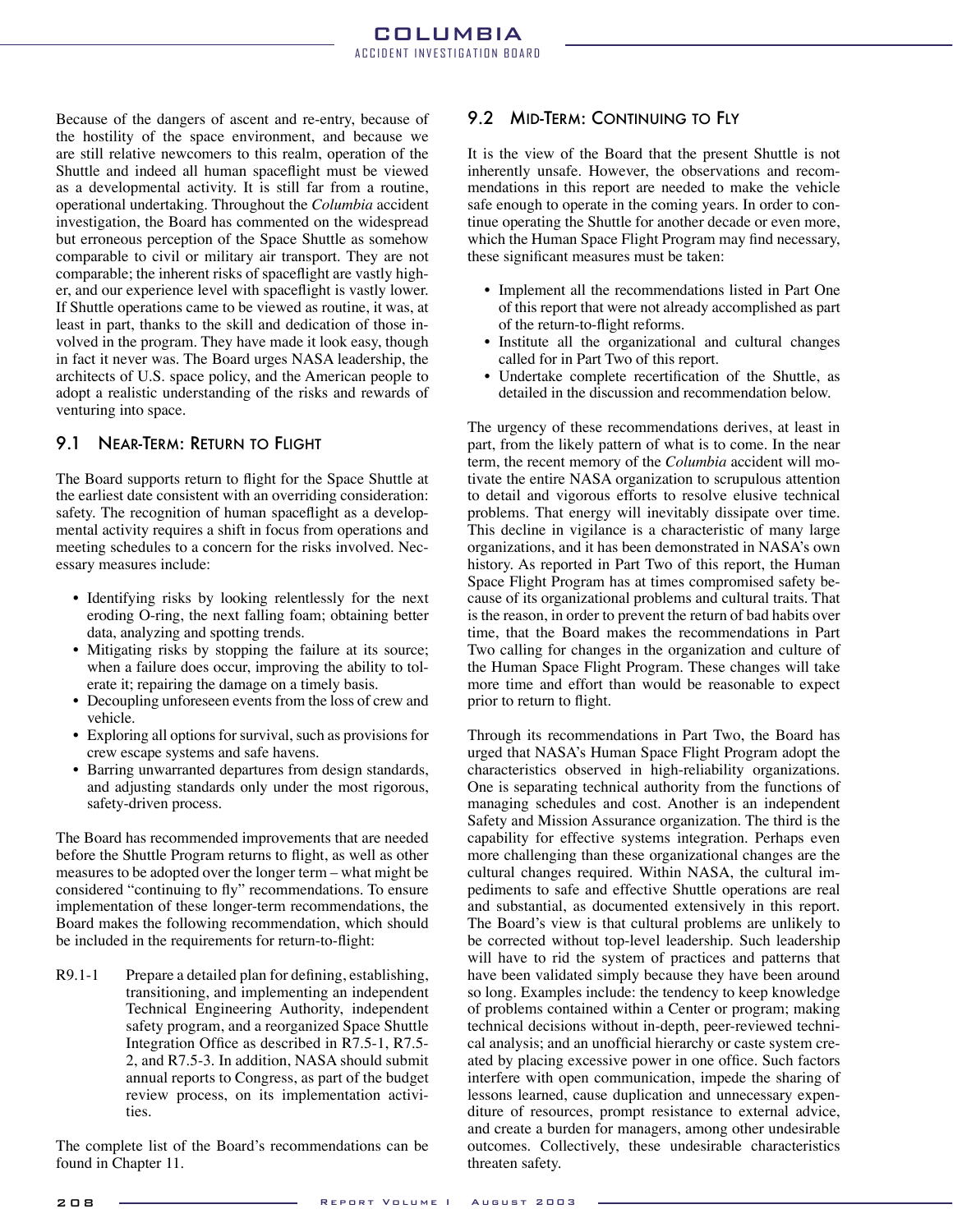Because of the dangers of ascent and re-entry, because of the hostility of the space environment, and because we are still relative newcomers to this realm, operation of the Shuttle and indeed all human spaceflight must be viewed as a developmental activity. It is still far from a routine, operational undertaking. Throughout the *Columbia* accident investigation, the Board has commented on the widespread but erroneous perception of the Space Shuttle as somehow comparable to civil or military air transport. They are not comparable; the inherent risks of spaceflight are vastly higher, and our experience level with spaceflight is vastly lower. If Shuttle operations came to be viewed as routine, it was, at least in part, thanks to the skill and dedication of those involved in the program. They have made it look easy, though in fact it never was. The Board urges NASA leadership, the architects of U.S. space policy, and the American people to adopt a realistic understanding of the risks and rewards of venturing into space.

## 9.1 Near-Term: Return to Flight

The Board supports return to flight for the Space Shuttle at the earliest date consistent with an overriding consideration: safety. The recognition of human spaceflight as a developmental activity requires a shift in focus from operations and meeting schedules to a concern for the risks involved. Necessary measures include:

- Identifying risks by looking relentlessly for the next eroding O-ring, the next falling foam; obtaining better data, analyzing and spotting trends.
- Mitigating risks by stopping the failure at its source; when a failure does occur, improving the ability to tolerate it; repairing the damage on a timely basis.
- Decoupling unforeseen events from the loss of crew and vehicle.
- Exploring all options for survival, such as provisions for crew escape systems and safe havens.
- Barring unwarranted departures from design standards, and adjusting standards only under the most rigorous, safety-driven process.

The Board has recommended improvements that are needed before the Shuttle Program returns to flight, as well as other measures to be adopted over the longer term – what might be considered "continuing to fly" recommendations. To ensure implementation of these longer-term recommendations, the Board makes the following recommendation, which should be included in the requirements for return-to-flight:

R9.1-1 Prepare a detailed plan for defining, establishing, transitioning, and implementing an independent Technical Engineering Authority, independent safety program, and a reorganized Space Shuttle Integration Office as described in R7.5-1, R7.5-2, and R7.5-3. In addition, NASA should submit annual reports to Congress, as part of the budget review process, on its implementation activities.

The complete list of the Board's recommendations can be found in Chapter 11.

## 9.2 Mid-Term: Continuing to Fly

It is the view of the Board that the present Shuttle is not inherently unsafe. However, the observations and recommendations in this report are needed to make the vehicle safe enough to operate in the coming years. In order to continue operating the Shuttle for another decade or even more, which the Human Space Flight Program may find necessary, these significant measures must be taken:

- Implement all the recommendations listed in Part One of this report that were not already accomplished as part of the return-to-flight reforms.
- Institute all the organizational and cultural changes called for in Part Two of this report.
- Undertake complete recertification of the Shuttle, as detailed in the discussion and recommendation below.

The urgency of these recommendations derives, at least in part, from the likely pattern of what is to come. In the near term, the recent memory of the *Columbia* accident will motivate the entire NASA organization to scrupulous attention to detail and vigorous efforts to resolve elusive technical problems. That energy will inevitably dissipate over time. This decline in vigilance is a characteristic of many large organizations, and it has been demonstrated in NASA's own history. As reported in Part Two of this report, the Human Space Flight Program has at times compromised safety because of its organizational problems and cultural traits. That is the reason, in order to prevent the return of bad habits over time, that the Board makes the recommendations in Part Two calling for changes in the organization and culture of the Human Space Flight Program. These changes will take more time and effort than would be reasonable to expect prior to return to flight.

Through its recommendations in Part Two, the Board has urged that NASA's Human Space Flight Program adopt the characteristics observed in high-reliability organizations. One is separating technical authority from the functions of managing schedules and cost. Another is an independent Safety and Mission Assurance organization. The third is the capability for effective systems integration. Perhaps even more challenging than these organizational changes are the cultural changes required. Within NASA, the cultural impediments to safe and effective Shuttle operations are real and substantial, as documented extensively in this report. The Board's view is that cultural problems are unlikely to be corrected without top-level leadership. Such leadership will have to rid the system of practices and patterns that have been validated simply because they have been around so long. Examples include: the tendency to keep knowledge of problems contained within a Center or program; making technical decisions without in-depth, peer-reviewed technical analysis; and an unofficial hierarchy or caste system created by placing excessive power in one office. Such factors interfere with open communication, impede the sharing of lessons learned, cause duplication and unnecessary expenditure of resources, prompt resistance to external advice, and create a burden for managers, among other undesirable outcomes. Collectively, these undesirable characteristics threaten safety.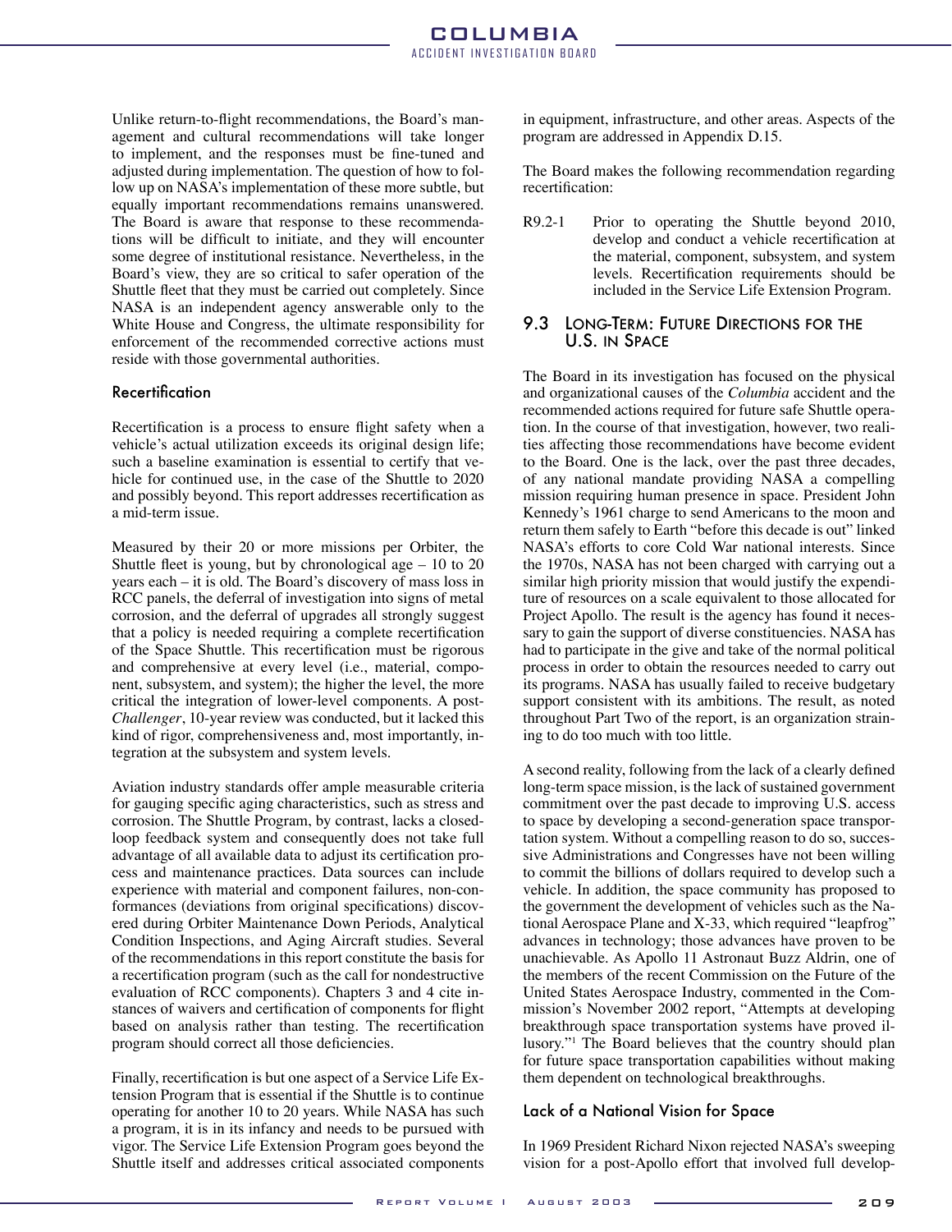Unlike return-to-flight recommendations, the Board's management and cultural recommendations will take longer to implement, and the responses must be fine-tuned and adjusted during implementation. The question of how to follow up on NASA's implementation of these more subtle, but equally important recommendations remains unanswered. The Board is aware that response to these recommendations will be difficult to initiate, and they will encounter some degree of institutional resistance. Nevertheless, in the Board's view, they are so critical to safer operation of the Shuttle fleet that they must be carried out completely. Since NASA is an independent agency answerable only to the White House and Congress, the ultimate responsibility for enforcement of the recommended corrective actions must reside with those governmental authorities.

### Recertification

Recertification is a process to ensure flight safety when a vehicle's actual utilization exceeds its original design life; such a baseline examination is essential to certify that vehicle for continued use, in the case of the Shuttle to 2020 and possibly beyond. This report addresses recertification as a mid-term issue.

Measured by their 20 or more missions per Orbiter, the Shuttle fleet is young, but by chronological age – 10 to 20 years each – it is old. The Board's discovery of mass loss in RCC panels, the deferral of investigation into signs of metal corrosion, and the deferral of upgrades all strongly suggest that a policy is needed requiring a complete recertification of the Space Shuttle. This recertification must be rigorous and comprehensive at every level (i.e., material, component, subsystem, and system); the higher the level, the more critical the integration of lower-level components. A post-*Challenger*, 10-year review was conducted, but it lacked this kind of rigor, comprehensiveness and, most importantly, integration at the subsystem and system levels.

Aviation industry standards offer ample measurable criteria for gauging specific aging characteristics, such as stress and corrosion. The Shuttle Program, by contrast, lacks a closed-loop feedback system and consequently does not take full advantage of all available data to adjust its certification process and maintenance practices. Data sources can include experience with material and component failures, non-conformances (deviations from original specifications) discovered during Orbiter Maintenance Down Periods, Analytical Condition Inspections, and Aging Aircraft studies. Several of the recommendations in this report constitute the basis for a recertification program (such as the call for nondestructive evaluation of RCC components). Chapters 3 and 4 cite instances of waivers and certification of components for flight based on analysis rather than testing. The recertification program should correct all those deficiencies.

Finally, recertification is but one aspect of a Service Life Extension Program that is essential if the Shuttle is to continue operating for another 10 to 20 years. While NASA has such a program, it is in its infancy and needs to be pursued with vigor. The Service Life Extension Program goes beyond the Shuttle itself and addresses critical associated components in equipment, infrastructure, and other areas. Aspects of the program are addressed in Appendix D.15.

The Board makes the following recommendation regarding recertification:

R9.2-1 Prior to operating the Shuttle beyond 2010, develop and conduct a vehicle recertification at the material, component, subsystem, and system levels. Recertification requirements should be included in the Service Life Extension Program.

## 9.3 Long-Term: Future Directions for the U.S. in Space

The Board in its investigation has focused on the physical and organizational causes of the *Columbia* accident and the recommended actions required for future safe Shuttle operation. In the course of that investigation, however, two realities affecting those recommendations have become evident to the Board. One is the lack, over the past three decades, of any national mandate providing NASA a compelling mission requiring human presence in space. President John Kennedy's 1961 charge to send Americans to the moon and return them safely to Earth "before this decade is out" linked NASA's efforts to core Cold War national interests. Since the 1970s, NASA has not been charged with carrying out a similar high priority mission that would justify the expenditure of resources on a scale equivalent to those allocated for Project Apollo. The result is the agency has found it necessary to gain the support of diverse constituencies. NASA has had to participate in the give and take of the normal political process in order to obtain the resources needed to carry out its programs. NASA has usually failed to receive budgetary support consistent with its ambitions. The result, as noted throughout Part Two of the report, is an organization straining to do too much with too little.

A second reality, following from the lack of a clearly defined long-term space mission, is the lack of sustained government commitment over the past decade to improving U.S. access to space by developing a second-generation space transportation system. Without a compelling reason to do so, successive Administrations and Congresses have not been willing to commit the billions of dollars required to develop such a vehicle. In addition, the space community has proposed to the government the development of vehicles such as the National Aerospace Plane and X-33, which required "leapfrog" advances in technology; those advances have proven to be unachievable. As Apollo 11 Astronaut Buzz Aldrin, one of the members of the recent Commission on the Future of the United States Aerospace Industry, commented in the Commission's November 2002 report, "Attempts at developing breakthrough space transportation systems have proved illusory."[1] The Board believes that the country should plan for future space transportation capabilities without making them dependent on technological breakthroughs.

### Lack of a National Vision for Space

In 1969 President Richard Nixon rejected NASA's sweeping vision for a post-Apollo effort that involved full develop-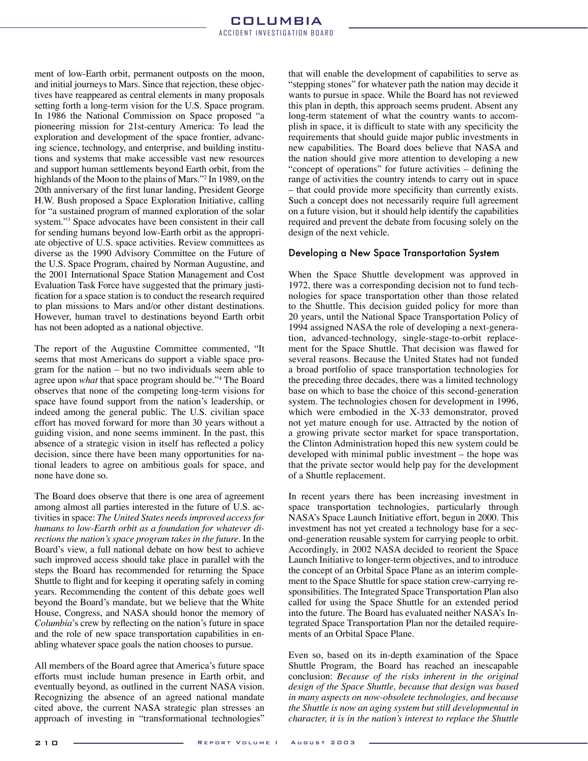ment of low-Earth orbit, permanent outposts on the moon, and initial journeys to Mars. Since that rejection, these objectives have reappeared as central elements in many proposals setting forth a long-term vision for the U.S. Space program. In 1986 the National Commission on Space proposed "a pioneering mission for 21st-century America: To lead the exploration and development of the space frontier, advancing science, technology, and enterprise, and building institutions and systems that make accessible vast new resources and support human settlements beyond Earth orbit, from the highlands of the Moon to the plains of Mars."[2] In 1989, on the 20th anniversary of the first lunar landing, President George H.W. Bush proposed a Space Exploration Initiative, calling for "a sustained program of manned exploration of the solar system."[3] Space advocates have been consistent in their call for sending humans beyond low-Earth orbit as the appropriate objective of U.S. space activities. Review committees as diverse as the 1990 Advisory Committee on the Future of the U.S. Space Program, chaired by Norman Augustine, and the 2001 International Space Station Management and Cost Evaluation Task Force have suggested that the primary justification for a space station is to conduct the research required to plan missions to Mars and/or other distant destinations. However, human travel to destinations beyond Earth orbit has not been adopted as a national objective.

The report of the Augustine Committee commented, "It seems that most Americans do support a viable space program for the nation – but no two individuals seem able to agree upon *what* that space program should be."[4] The Board observes that none of the competing long-term visions for space have found support from the nation's leadership, or indeed among the general public. The U.S. civilian space effort has moved forward for more than 30 years without a guiding vision, and none seems imminent. In the past, this absence of a strategic vision in itself has reflected a policy decision, since there have been many opportunities for national leaders to agree on ambitious goals for space, and none have done so.

The Board does observe that there is one area of agreement among almost all parties interested in the future of U.S. activities in space: *The United States needs improved access for humans to low-Earth orbit as a foundation for whatever directions the nation's space program takes in the future*. In the Board's view, a full national debate on how best to achieve such improved access should take place in parallel with the steps the Board has recommended for returning the Space Shuttle to flight and for keeping it operating safely in coming years. Recommending the content of this debate goes well beyond the Board's mandate, but we believe that the White House, Congress, and NASA should honor the memory of *Columbia*'s crew by reflecting on the nation's future in space and the role of new space transportation capabilities in enabling whatever space goals the nation chooses to pursue.

All members of the Board agree that America's future space efforts must include human presence in Earth orbit, and eventually beyond, as outlined in the current NASA vision. Recognizing the absence of an agreed national mandate cited above, the current NASA strategic plan stresses an approach of investing in "transformational technologies" that will enable the development of capabilities to serve as "stepping stones" for whatever path the nation may decide it wants to pursue in space. While the Board has not reviewed this plan in depth, this approach seems prudent. Absent any long-term statement of what the country wants to accomplish in space, it is difficult to state with any specificity the requirements that should guide major public investments in new capabilities. The Board does believe that NASA and the nation should give more attention to developing a new "concept of operations" for future activities – defining the range of activities the country intends to carry out in space – that could provide more specificity than currently exists. Such a concept does not necessarily require full agreement on a future vision, but it should help identify the capabilities required and prevent the debate from focusing solely on the design of the next vehicle.

## Developing a New Space Transportation System

When the Space Shuttle development was approved in 1972, there was a corresponding decision not to fund technologies for space transportation other than those related to the Shuttle. This decision guided policy for more than 20 years, until the National Space Transportation Policy of 1994 assigned NASA the role of developing a next-generation, advanced-technology, single-stage-to-orbit replacement for the Space Shuttle. That decision was flawed for several reasons. Because the United States had not funded a broad portfolio of space transportation technologies for the preceding three decades, there was a limited technology base on which to base the choice of this second-generation system. The technologies chosen for development in 1996, which were embodied in the X-33 demonstrator, proved not yet mature enough for use. Attracted by the notion of a growing private sector market for space transportation, the Clinton Administration hoped this new system could be developed with minimal public investment – the hope was that the private sector would help pay for the development of a Shuttle replacement.

In recent years there has been increasing investment in space transportation technologies, particularly through NASA's Space Launch Initiative effort, begun in 2000. This investment has not yet created a technology base for a second-generation reusable system for carrying people to orbit. Accordingly, in 2002 NASA decided to reorient the Space Launch Initiative to longer-term objectives, and to introduce the concept of an Orbital Space Plane as an interim complement to the Space Shuttle for space station crew-carrying responsibilities. The Integrated Space Transportation Plan also called for using the Space Shuttle for an extended period into the future. The Board has evaluated neither NASA's Integrated Space Transportation Plan nor the detailed requirements of an Orbital Space Plane.

Even so, based on its in-depth examination of the Space Shuttle Program, the Board has reached an inescapable conclusion: *Because of the risks inherent in the original design of the Space Shuttle, because that design was based in many aspects on now-obsolete technologies, and because the Shuttle is now an aging system but still developmental in character, it is in the nation's interest to replace the Shuttle*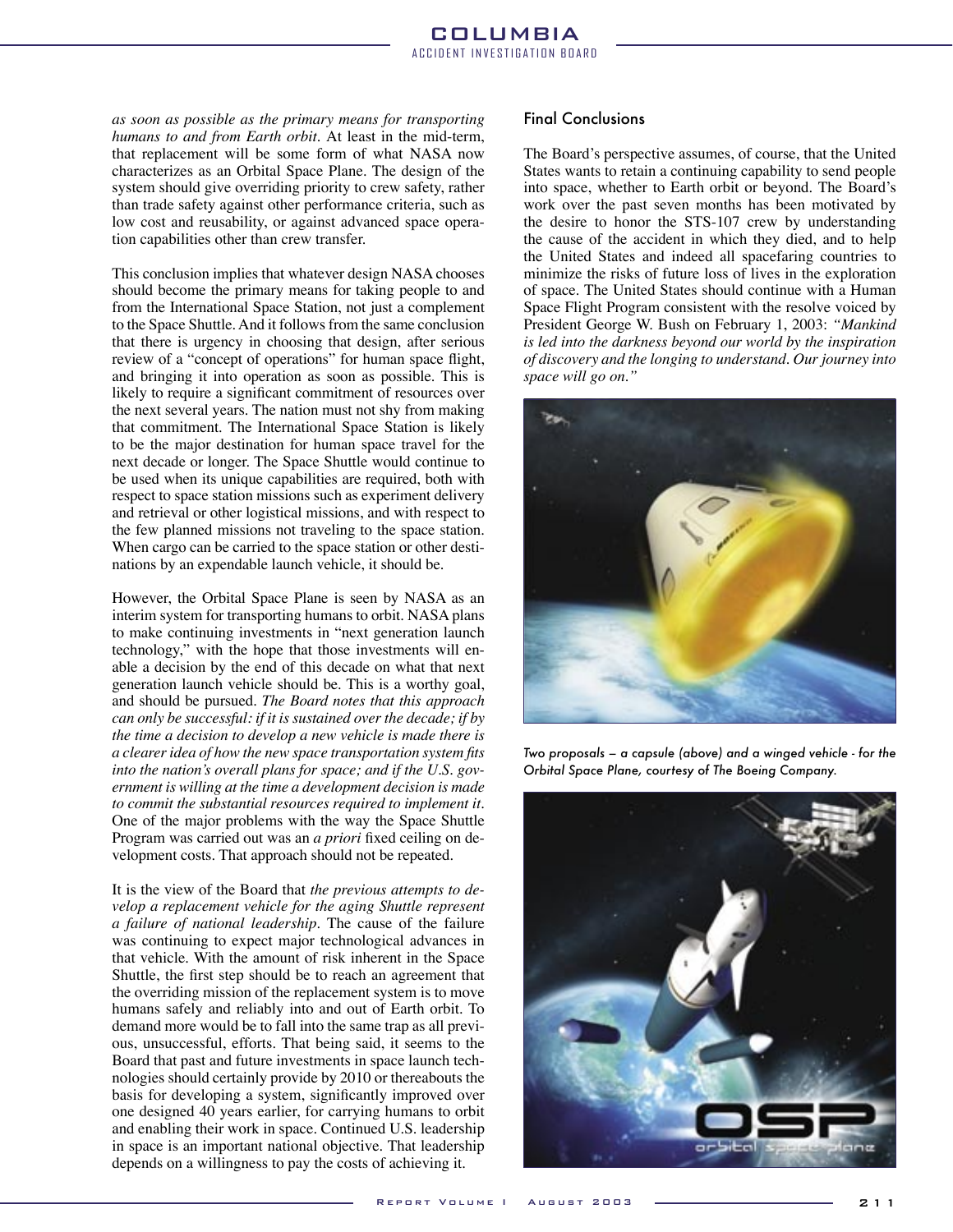*as soon as possible as the primary means for transporting humans to and from Earth orbit.* At least in the mid-term, that replacement will be some form of what NASA now characterizes as an Orbital Space Plane. The design of the system should give overriding priority to crew safety, rather than trade safety against other performance criteria, such as low cost and reusability, or against advanced space operation capabilities other than crew transfer.

This conclusion implies that whatever design NASA chooses should become the primary means for taking people to and from the International Space Station, not just a complement to the Space Shuttle. And it follows from the same conclusion that there is urgency in choosing that design, after serious review of a "concept of operations" for human space flight, and bringing it into operation as soon as possible. This is likely to require a significant commitment of resources over the next several years. The nation must not shy from making that commitment. The International Space Station is likely to be the major destination for human space travel for the next decade or longer. The Space Shuttle would continue to be used when its unique capabilities are required, both with respect to space station missions such as experiment delivery and retrieval or other logistical missions, and with respect to the few planned missions not traveling to the space station. When cargo can be carried to the space station or other destinations by an expendable launch vehicle, it should be.

However, the Orbital Space Plane is seen by NASA as an interim system for transporting humans to orbit. NASA plans to make continuing investments in "next generation launch technology," with the hope that those investments will enable a decision by the end of this decade on what that next generation launch vehicle should be. This is a worthy goal, and should be pursued. *The Board notes that this approach can only be successful: if it is sustained over the decade; if by the time a decision to develop a new vehicle is made there is a clearer idea of how the new space transportation system fits into the nation's overall plans for space; and if the U.S. government is willing at the time a development decision is made to commit the substantial resources required to implement it.* One of the major problems with the way the Space Shuttle Program was carried out was an *a priori* fixed ceiling on development costs. That approach should not be repeated.

It is the view of the Board that *the previous attempts to develop a replacement vehicle for the aging Shuttle represent a failure of national leadership.* The cause of the failure was continuing to expect major technological advances in that vehicle. With the amount of risk inherent in the Space Shuttle, the first step should be to reach an agreement that the overriding mission of the replacement system is to move humans safely and reliably into and out of Earth orbit. To demand more would be to fall into the same trap as all previous, unsuccessful, efforts. That being said, it seems to the Board that past and future investments in space launch technologies should certainly provide by 2010 or thereabouts the basis for developing a system, significantly improved over one designed 40 years earlier, for carrying humans to orbit and enabling their work in space. Continued U.S. leadership in space is an important national objective. That leadership depends on a willingness to pay the costs of achieving it.

## Final Conclusions

The Board's perspective assumes, of course, that the United States wants to retain a continuing capability to send people into space, whether to Earth orbit or beyond. The Board's work over the past seven months has been motivated by the desire to honor the STS-107 crew by understanding the cause of the accident in which they died, and to help the United States and indeed all spacefaring countries to minimize the risks of future loss of lives in the exploration of space. The United States should continue with a Human Space Flight Program consistent with the resolve voiced by President George W. Bush on February 1, 2003: *"Mankind is led into the darkness beyond our world by the inspiration of discovery and the longing to understand. Our journey into space will go on."*

*Two proposals – a capsule (above) and a winged vehicle - for the Orbital Space Plane, courtesy of The Boeing Company.*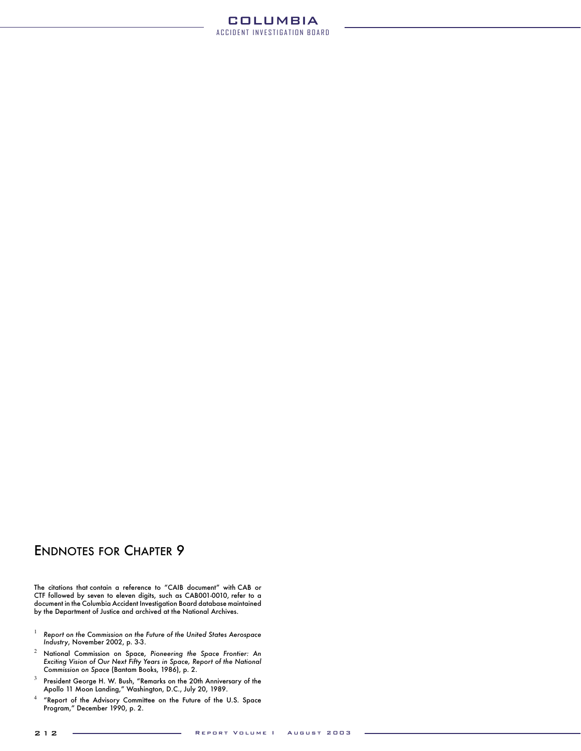# ENDNOTES FOR CHAPTER 9

The citations that contain a reference to "CAIB document" with CAB or CTF followed by seven to eleven digits, such as CAB001-0010, refer to a document in the Columbia Accident Investigation Board database maintained by the Department of Justice and archived at the National Archives.

1. *Report on the Commission on the Future of the United States Aerospace Industry*, November 2002, p. 3-3.
2. National Commission on Space, *Pioneering the Space Frontier: An Exciting Vision of Our Next Fifty Years in Space, Report of the National Commission on Space* (Bantam Books, 1986), p. 2.
3. President George H. W. Bush, "Remarks on the 20th Anniversary of the Apollo 11 Moon Landing," Washington, D.C., July 20, 1989.
4. "Report of the Advisory Committee on the Future of the U.S. Space Program," December 1990, p. 2.